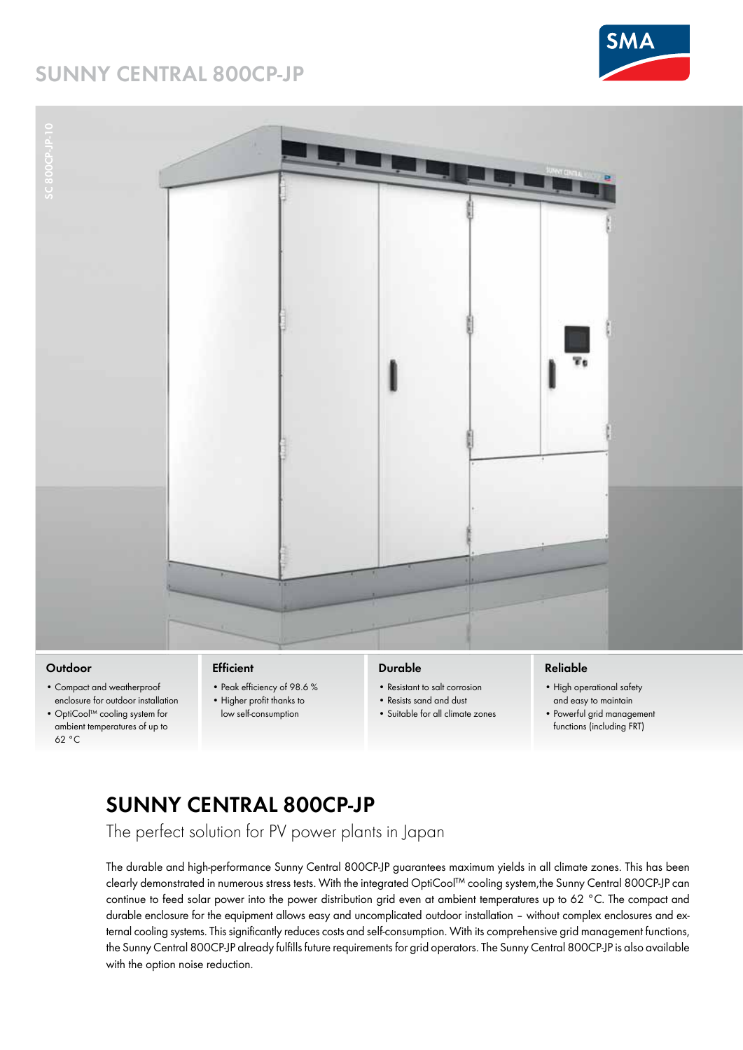# SUNNY CENTRAL 800CP-JP

SC 800CP-JP-10

### Outdoor

- Compact and weatherproof enclosure for outdoor installation
- OptiCool™ cooling system for ambient temperatures of up to 62 °C

### Efficient

- Peak efficiency of 98.6 %
- Higher profit thanks to low self-consumption

### Durable

- Resistant to salt corrosion
- Resists sand and dust
- Suitable for all climate zones

### Reliable

- High operational safety and easy to maintain
- Powerful grid management functions (including FRT)

## SUNNY CENTRAL 800CP-JP

The perfect solution for PV power plants in Japan

The durable and high-performance Sunny Central 800CP-JP guarantees maximum yields in all climate zones. This has been clearly demonstrated in numerous stress tests. With the integrated OptiCool™ cooling system,the Sunny Central 800CP-JP can continue to feed solar power into the power distribution grid even at ambient temperatures up to 62 °C. The compact and durable enclosure for the equipment allows easy and uncomplicated outdoor installation – without complex enclosures and external cooling systems. This significantly reduces costs and self-consumption. With its comprehensive grid management functions, the Sunny Central 800CP-JP already fulfills future requirements for grid operators. The Sunny Central 800CP-JP is also available with the option noise reduction.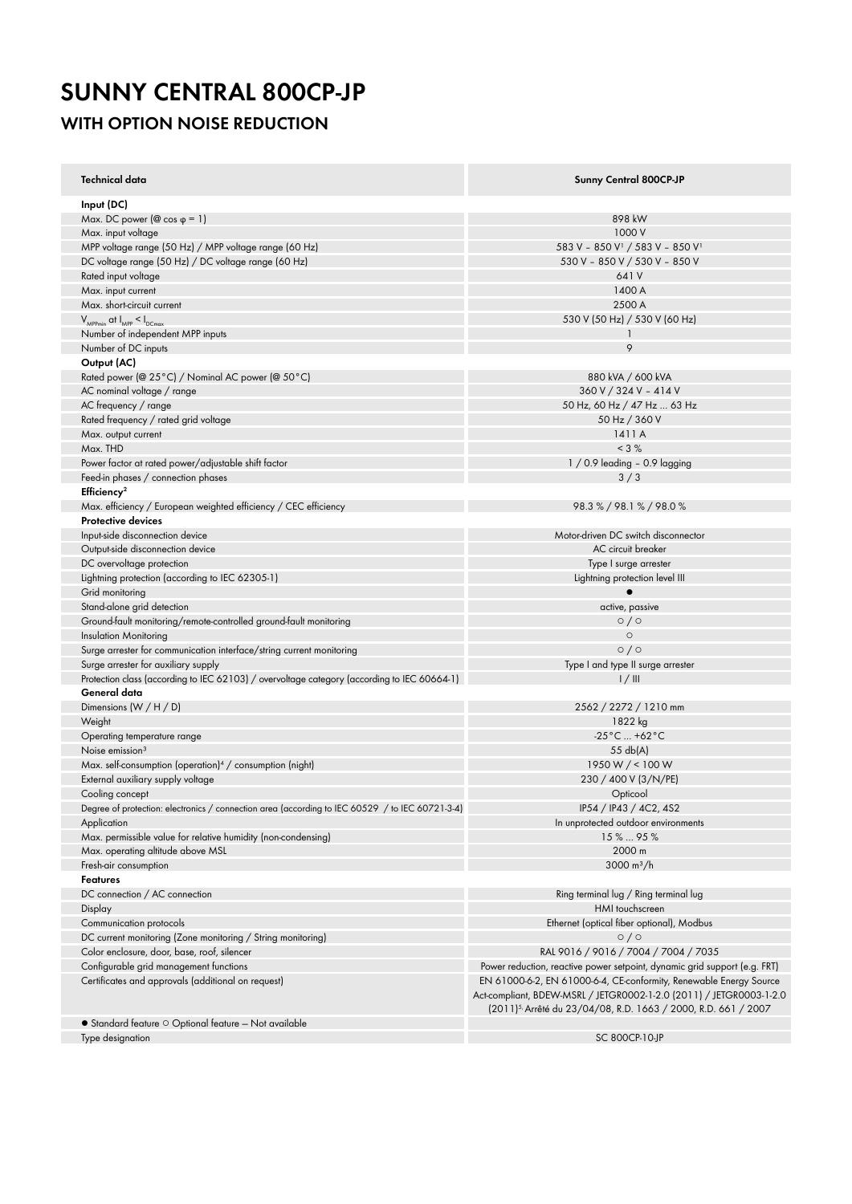# SUNNY CENTRAL 800CP-JP

## WITH OPTION NOISE REDUCTION

| Technical data | Sunny Central 800CP-JP |
|---|---|
| **Input (DC)** | |
| Max. DC power (@ cos φ = 1) | 898 kW |
| Max. input voltage | 1000 V |
| MPP voltage range (50 Hz) / MPP voltage range (60 Hz) | 583 V – 850 V[1] / 583 V – 850 V[1] |
| DC voltage range (50 Hz) / DC voltage range (60 Hz) | 530 V – 850 V / 530 V – 850 V |
| Rated input voltage | 641 V |
| Max. input current | 1400 A |
| Max. short-circuit current | 2500 A |
| $V_{MPPmin}$ at $I_{MPP} < I_{DCmax}$ | 530 V (50 Hz) / 530 V (60 Hz) |
| Number of independent MPP inputs | 1 |
| Number of DC inputs | 9 |
| **Output (AC)** | |
| Rated power (@ 25°C) / Nominal AC power (@ 50°C) | 880 kVA / 600 kVA |
| AC nominal voltage / range | 360 V / 324 V – 414 V |
| AC frequency / range | 50 Hz, 60 Hz / 47 Hz ... 63 Hz |
| Rated frequency / rated grid voltage | 50 Hz / 360 V |
| Max. output current | 1411 A |
| Max. THD | < 3 % |
| Power factor at rated power/adjustable shift factor | 1 / 0.9 leading – 0.9 lagging |
| Feed-in phases / connection phases | 3 / 3 |
| **Efficiency[2]** | |
| Max. efficiency / European weighted efficiency / CEC efficiency | 98.3 % / 98.1 % / 98.0 % |
| **Protective devices** | |
| Input-side disconnection device | Motor-driven DC switch disconnector |
| Output-side disconnection device | AC circuit breaker |
| DC overvoltage protection | Type I surge arrester |
| Lightning protection (according to IEC 62305-1) | Lightning protection level III |
| Grid monitoring | ● |
| Stand-alone grid detection | active, passive |
| Ground-fault monitoring/remote-controlled ground-fault monitoring | ○ / ○ |
| Insulation Monitoring | ○ |
| Surge arrester for communication interface/string current monitoring | ○ / ○ |
| Surge arrester for auxiliary supply | Type I and type II surge arrester |
| Protection class (according to IEC 62103) / overvoltage category (according to IEC 60664-1) | I / III |
| **General data** | |
| Dimensions (W / H / D) | 2562 / 2272 / 1210 mm |
| Weight | 1822 kg |
| Operating temperature range | -25°C ... +62°C |
| Noise emission[3] | 55 db(A) |
| Max. self-consumption (operation)[4] / consumption (night) | 1950 W / < 100 W |
| External auxiliary supply voltage | 230 / 400 V (3/N/PE) |
| Cooling concept | Opticool |
| Degree of protection: electronics / connection area (according to IEC 60529 / to IEC 60721-3-4) | IP54 / IP43 / 4C2, 4S2 |
| Application | In unprotected outdoor environments |
| Max. permissible value for relative humidity (non-condensing) | 15 % ... 95 % |
| Max. operating altitude above MSL | 2000 m |
| Fresh-air consumption | 3000 m³/h |
| **Features** | |
| DC connection / AC connection | Ring terminal lug / Ring terminal lug |
| Display | HMI touchscreen |
| Communication protocols | Ethernet (optical fiber optional), Modbus |
| DC current monitoring (Zone monitoring / String monitoring) | ○ / ○ |
| Color enclosure, door, base, roof, silencer | RAL 9016 / 9016 / 7004 / 7004 / 7035 |
| Configurable grid management functions | Power reduction, reactive power setpoint, dynamic grid support (e.g. FRT) |
| Certificates and approvals (additional on request) | EN 61000-6-2, EN 61000-6-4, CE-conformity, Renewable Energy Source Act-compliant, BDEW-MSRL / JETGR0002-1-2.0 (2011) / JETGR0003-1-2.0 (2011)[5], Arrêté du 23/04/08, R.D. 1663 / 2000, R.D. 661 / 2007 |
| ● Standard feature ○ Optional feature – Not available | |
| Type designation | SC 800CP-10-JP |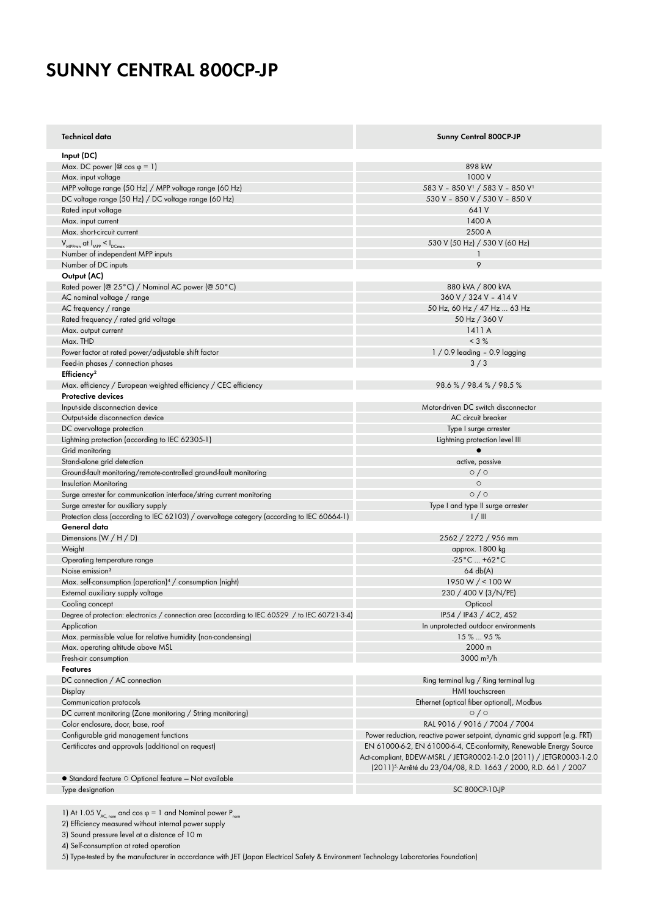# SUNNY CENTRAL 800CP-JP

| Technical data | Sunny Central 800CP-JP |
|---|---|
| **Input (DC)** | |
| Max. DC power (@ cos φ = 1) | 898 kW |
| Max. input voltage | 1000 V |
| MPP voltage range (50 Hz) / MPP voltage range (60 Hz) | 583 V – 850 V[1] / 583 V – 850 V[1] |
| DC voltage range (50 Hz) / DC voltage range (60 Hz) | 530 V – 850 V / 530 V – 850 V |
| Rated input voltage | 641 V |
| Max. input current | 1400 A |
| Max. short-circuit current | 2500 A |
| $V_{MPPmin}$ at $I_{MPP} < I_{DCmax}$ | 530 V (50 Hz) / 530 V (60 Hz) |
| Number of independent MPP inputs | 1 |
| Number of DC inputs | 9 |
| **Output (AC)** | |
| Rated power (@ 25°C) / Nominal AC power (@ 50°C) | 880 kVA / 800 kVA |
| AC nominal voltage / range | 360 V / 324 V – 414 V |
| AC frequency / range | 50 Hz, 60 Hz / 47 Hz ... 63 Hz |
| Rated frequency / rated grid voltage | 50 Hz / 360 V |
| Max. output current | 1411 A |
| Max. THD | < 3 % |
| Power factor at rated power/adjustable shift factor | 1 / 0.9 leading – 0.9 lagging |
| Feed-in phases / connection phases | 3 / 3 |
| **Efficiency**[2] | |
| Max. efficiency / European weighted efficiency / CEC efficiency | 98.6 % / 98.4 % / 98.5 % |
| **Protective devices** | |
| Input-side disconnection device | Motor-driven DC switch disconnector |
| Output-side disconnection device | AC circuit breaker |
| DC overvoltage protection | Type I surge arrester |
| Lightning protection (according to IEC 62305-1) | Lightning protection level III |
| Grid monitoring | ● |
| Stand-alone grid detection | active, passive |
| Ground-fault monitoring/remote-controlled ground-fault monitoring | ○ / ○ |
| Insulation Monitoring | ○ |
| Surge arrester for communication interface/string current monitoring | ○ / ○ |
| Surge arrester for auxiliary supply | Type I and type II surge arrester |
| Protection class (according to IEC 62103) / overvoltage category (according to IEC 60664-1) | I / III |
| **General data** | |
| Dimensions (W / H / D) | 2562 / 2272 / 956 mm |
| Weight | approx. 1800 kg |
| Operating temperature range | -25°C ... +62°C |
| Noise emission[3] | 64 db(A) |
| Max. self-consumption (operation)[4] / consumption (night) | 1950 W / < 100 W |
| External auxiliary supply voltage | 230 / 400 V (3/N/PE) |
| Cooling concept | Opticool |
| Degree of protection: electronics / connection area (according to IEC 60529 / to IEC 60721-3-4) | IP54 / IP43 / 4C2, 4S2 |
| Application | In unprotected outdoor environments |
| Max. permissible value for relative humidity (non-condensing) | 15 % ... 95 % |
| Max. operating altitude above MSL | 2000 m |
| Fresh-air consumption | 3000 m³/h |
| **Features** | |
| DC connection / AC connection | Ring terminal lug / Ring terminal lug |
| Display | HMI touchscreen |
| Communication protocols | Ethernet (optical fiber optional), Modbus |
| DC current monitoring (Zone monitoring / String monitoring) | ○ / ○ |
| Color enclosure, door, base, roof | RAL 9016 / 9016 / 7004 / 7004 |
| Configurable grid management functions | Power reduction, reactive power setpoint, dynamic grid support (e.g. FRT) |
| Certificates and approvals (additional on request) | EN 61000-6-2, EN 61000-6-4, CE-conformity, Renewable Energy Source Act-compliant, BDEW-MSRL / JETGR0002-1-2.0 (2011) / JETGR0003-1-2.0 (2011)[5], Arrêté du 23/04/08, R.D. 1663 / 2000, R.D. 661 / 2007 |
| ● Standard feature ○ Optional feature – Not available | |
| Type designation | SC 800CP-10-JP |

1) At 1.05 $V_{AC, nom}$ and cos φ = 1 and Nominal power $P_{nom}$

2) Efficiency measured without internal power supply

3) Sound pressure level at a distance of 10 m

4) Self-consumption at rated operation

5) Type-tested by the manufacturer in accordance with JET (Japan Electrical Safety & Environment Technology Laboratories Foundation)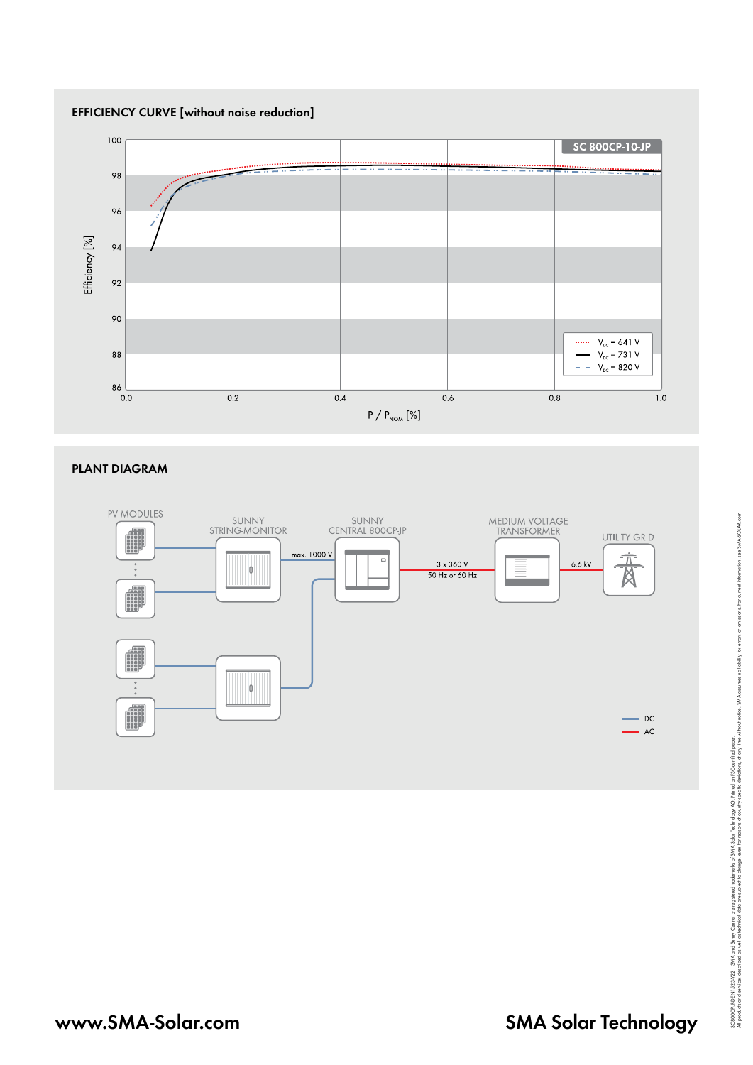## EFFICIENCY CURVE [without noise reduction]

SC 800CP-10-JP

Efficiency [%]

100
98
96
94
92
90
88
86

0.0 0.2 0.4 0.6 0.8 1.0

$P / P_{NOM}$ [%]

$V_{DC}$ = 641 V
$V_{DC}$ = 731 V
$V_{DC}$ = 820 V

## PLANT DIAGRAM

PV MODULES

SUNNY STRING-MONITOR

max. 1000 V

SUNNY CENTRAL 800CP-JP

3 x 360 V
50 Hz or 60 Hz

MEDIUM VOLTAGE TRANSFORMER

6.6 kV

UTILITY GRID

DC
AC

SC800CP-JP-DEN152324V22 SMA and Sunny Central are registered trademarks of SMA Solar Technology AG. Printed on FSC-certified paper.
All products and services described as well as technical data are subject to change, even for reasons of country-specific deviations, at any time without notice. SMA assumes no liability for errors or omissions. For current information, see SMA-SOLAR.com

**www.SMA-Solar.com**

**SMA Solar Technology**